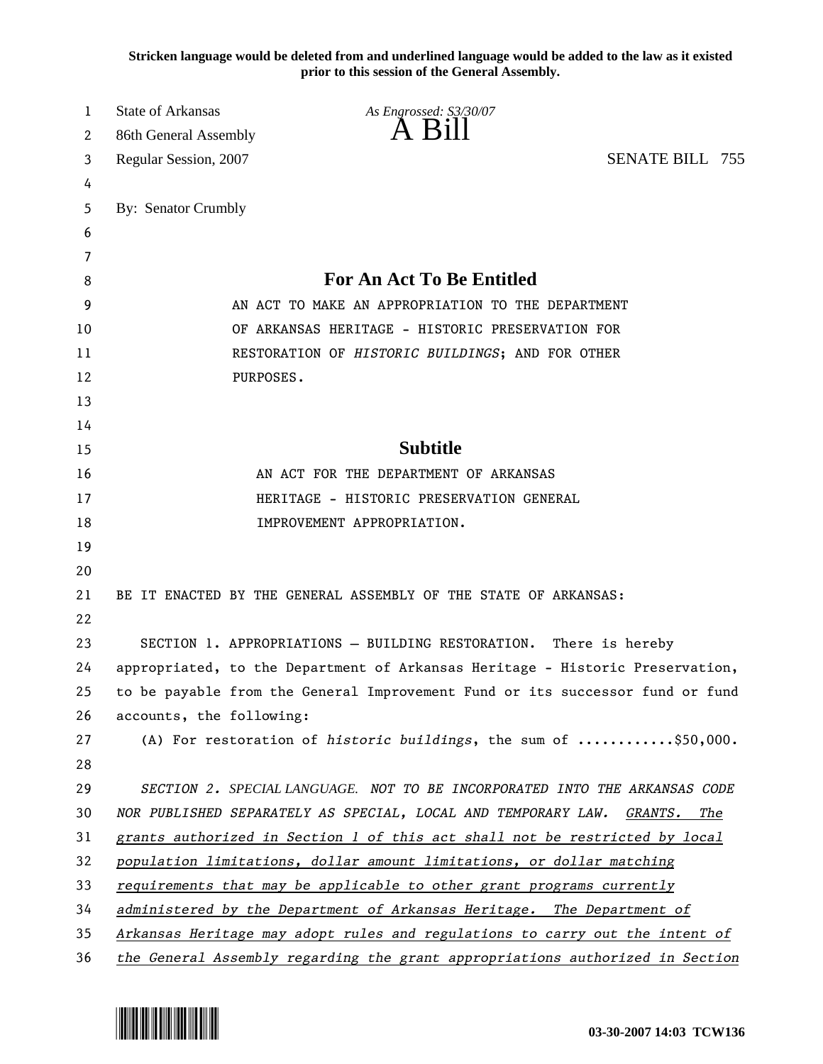**Stricken language would be deleted from and underlined language would be added to the law as it existed prior to this session of the General Assembly.**

State of Arkansas
86th General Assembly
Regular Session, 2007

*As Engrossed: S3/30/07*

# A Bill

SENATE BILL 755

By: Senator Crumbly

## For An Act To Be Entitled

AN ACT TO MAKE AN APPROPRIATION TO THE DEPARTMENT OF ARKANSAS HERITAGE - HISTORIC PRESERVATION FOR RESTORATION OF *HISTORIC BUILDINGS*; AND FOR OTHER PURPOSES.

## Subtitle

AN ACT FOR THE DEPARTMENT OF ARKANSAS HERITAGE - HISTORIC PRESERVATION GENERAL IMPROVEMENT APPROPRIATION.

BE IT ENACTED BY THE GENERAL ASSEMBLY OF THE STATE OF ARKANSAS:

SECTION 1. APPROPRIATIONS – BUILDING RESTORATION. There is hereby appropriated, to the Department of Arkansas Heritage - Historic Preservation, to be payable from the General Improvement Fund or its successor fund or fund accounts, the following:

(A) For restoration of *historic buildings*, the sum of ............$50,000.

*SECTION 2. SPECIAL LANGUAGE. NOT TO BE INCORPORATED INTO THE ARKANSAS CODE NOR PUBLISHED SEPARATELY AS SPECIAL, LOCAL AND TEMPORARY LAW.* *<u>GRANTS. The grants authorized in Section 1 of this act shall not be restricted by local population limitations, dollar amount limitations, or dollar matching requirements that may be applicable to other grant programs currently administered by the Department of Arkansas Heritage. The Department of Arkansas Heritage may adopt rules and regulations to carry out the intent of the General Assembly regarding the grant appropriations authorized in Section</u>*

03-30-2007 14:03 TCW136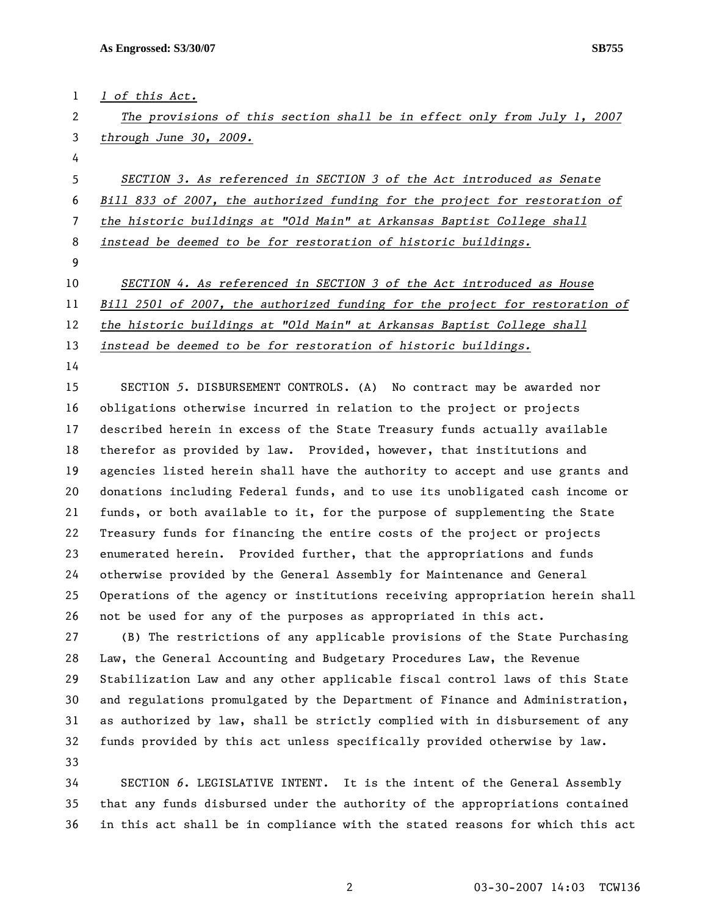*1 of this Act.*

*The provisions of this section shall be in effect only from July 1, 2007 through June 30, 2009.*

*SECTION 3. As referenced in SECTION 3 of the Act introduced as Senate Bill 833 of 2007, the authorized funding for the project for restoration of the historic buildings at "Old Main" at Arkansas Baptist College shall instead be deemed to be for restoration of historic buildings.*

*SECTION 4. As referenced in SECTION 3 of the Act introduced as House Bill 2501 of 2007, the authorized funding for the project for restoration of the historic buildings at "Old Main" at Arkansas Baptist College shall instead be deemed to be for restoration of historic buildings.*

SECTION *5*. DISBURSEMENT CONTROLS. (A) No contract may be awarded nor obligations otherwise incurred in relation to the project or projects described herein in excess of the State Treasury funds actually available therefor as provided by law. Provided, however, that institutions and agencies listed herein shall have the authority to accept and use grants and donations including Federal funds, and to use its unobligated cash income or funds, or both available to it, for the purpose of supplementing the State Treasury funds for financing the entire costs of the project or projects enumerated herein. Provided further, that the appropriations and funds otherwise provided by the General Assembly for Maintenance and General Operations of the agency or institutions receiving appropriation herein shall not be used for any of the purposes as appropriated in this act.

(B) The restrictions of any applicable provisions of the State Purchasing Law, the General Accounting and Budgetary Procedures Law, the Revenue Stabilization Law and any other applicable fiscal control laws of this State and regulations promulgated by the Department of Finance and Administration, as authorized by law, shall be strictly complied with in disbursement of any funds provided by this act unless specifically provided otherwise by law.

SECTION *6*. LEGISLATIVE INTENT. It is the intent of the General Assembly that any funds disbursed under the authority of the appropriations contained in this act shall be in compliance with the stated reasons for which this act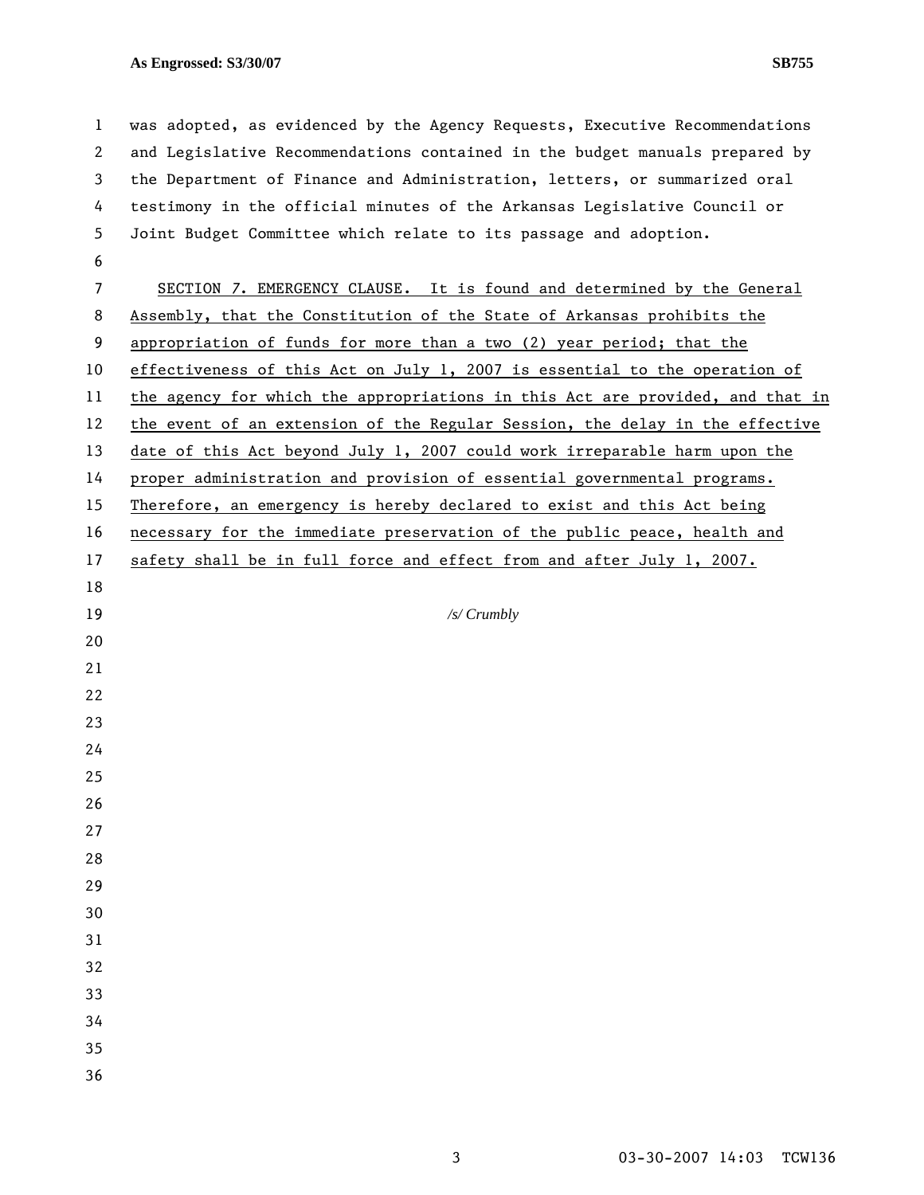was adopted, as evidenced by the Agency Requests, Executive Recommendations and Legislative Recommendations contained in the budget manuals prepared by the Department of Finance and Administration, letters, or summarized oral testimony in the official minutes of the Arkansas Legislative Council or Joint Budget Committee which relate to its passage and adoption.

SECTION 7. EMERGENCY CLAUSE. It is found and determined by the General Assembly, that the Constitution of the State of Arkansas prohibits the appropriation of funds for more than a two (2) year period; that the effectiveness of this Act on July 1, 2007 is essential to the operation of the agency for which the appropriations in this Act are provided, and that in the event of an extension of the Regular Session, the delay in the effective date of this Act beyond July 1, 2007 could work irreparable harm upon the proper administration and provision of essential governmental programs. Therefore, an emergency is hereby declared to exist and this Act being necessary for the immediate preservation of the public peace, health and safety shall be in full force and effect from and after July 1, 2007.

*/s/ Crumbly*